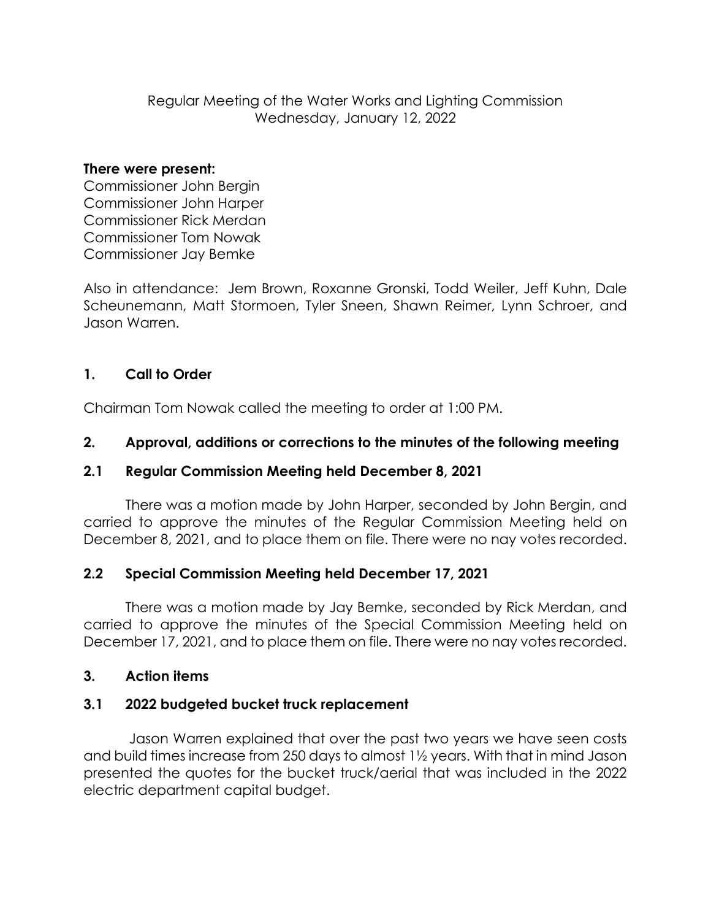Regular Meeting of the Water Works and Lighting Commission
Wednesday, January 12, 2022

**There were present:**
Commissioner John Bergin
Commissioner John Harper
Commissioner Rick Merdan
Commissioner Tom Nowak
Commissioner Jay Bemke

Also in attendance: Jem Brown, Roxanne Gronski, Todd Weiler, Jeff Kuhn, Dale Scheunemann, Matt Stormoen, Tyler Sneen, Shawn Reimer, Lynn Schroer, and Jason Warren.

## 1. Call to Order

Chairman Tom Nowak called the meeting to order at 1:00 PM.

## 2. Approval, additions or corrections to the minutes of the following meeting

### 2.1 Regular Commission Meeting held December 8, 2021

There was a motion made by John Harper, seconded by John Bergin, and carried to approve the minutes of the Regular Commission Meeting held on December 8, 2021, and to place them on file. There were no nay votes recorded.

### 2.2 Special Commission Meeting held December 17, 2021

There was a motion made by Jay Bemke, seconded by Rick Merdan, and carried to approve the minutes of the Special Commission Meeting held on December 17, 2021, and to place them on file. There were no nay votes recorded.

## 3. Action items

### 3.1 2022 budgeted bucket truck replacement

Jason Warren explained that over the past two years we have seen costs and build times increase from 250 days to almost 1½ years. With that in mind Jason presented the quotes for the bucket truck/aerial that was included in the 2022 electric department capital budget.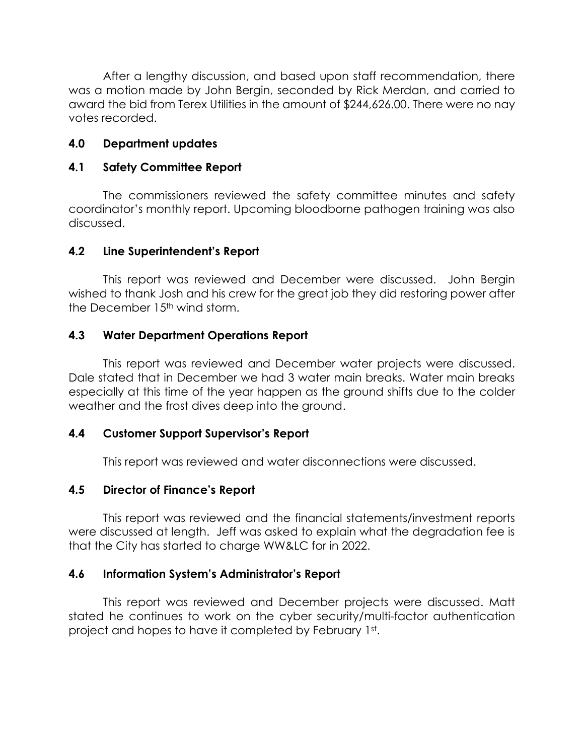After a lengthy discussion, and based upon staff recommendation, there was a motion made by John Bergin, seconded by Rick Merdan, and carried to award the bid from Terex Utilities in the amount of $244,626.00. There were no nay votes recorded.

## 4.0 Department updates

### 4.1 Safety Committee Report

The commissioners reviewed the safety committee minutes and safety coordinator's monthly report. Upcoming bloodborne pathogen training was also discussed.

### 4.2 Line Superintendent's Report

This report was reviewed and December were discussed. John Bergin wished to thank Josh and his crew for the great job they did restoring power after the December 15th wind storm.

### 4.3 Water Department Operations Report

This report was reviewed and December water projects were discussed. Dale stated that in December we had 3 water main breaks. Water main breaks especially at this time of the year happen as the ground shifts due to the colder weather and the frost dives deep into the ground.

### 4.4 Customer Support Supervisor's Report

This report was reviewed and water disconnections were discussed.

### 4.5 Director of Finance's Report

This report was reviewed and the financial statements/investment reports were discussed at length. Jeff was asked to explain what the degradation fee is that the City has started to charge WW&LC for in 2022.

### 4.6 Information System's Administrator's Report

This report was reviewed and December projects were discussed. Matt stated he continues to work on the cyber security/multi-factor authentication project and hopes to have it completed by February 1st.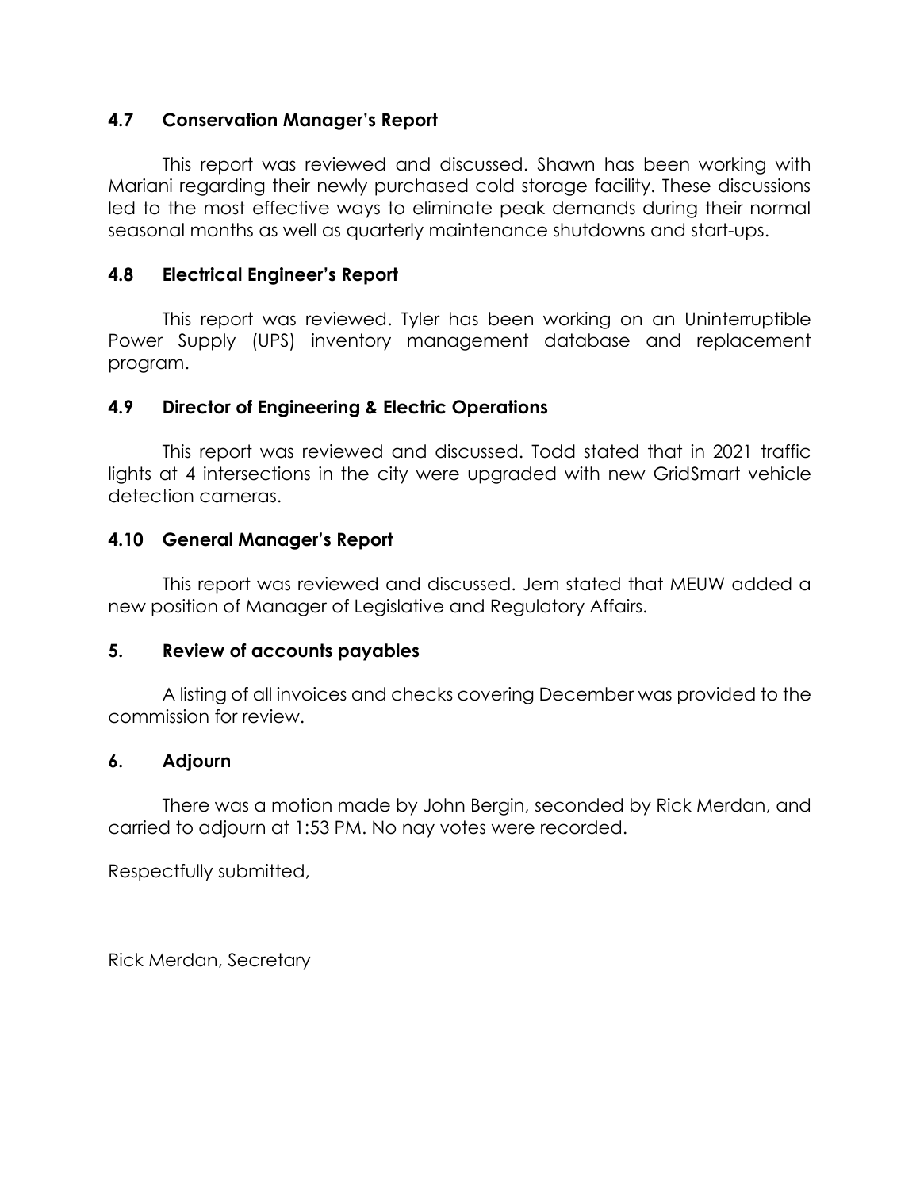### 4.7 Conservation Manager's Report

This report was reviewed and discussed. Shawn has been working with Mariani regarding their newly purchased cold storage facility. These discussions led to the most effective ways to eliminate peak demands during their normal seasonal months as well as quarterly maintenance shutdowns and start-ups.

### 4.8 Electrical Engineer's Report

This report was reviewed. Tyler has been working on an Uninterruptible Power Supply (UPS) inventory management database and replacement program.

### 4.9 Director of Engineering & Electric Operations

This report was reviewed and discussed. Todd stated that in 2021 traffic lights at 4 intersections in the city were upgraded with new GridSmart vehicle detection cameras.

### 4.10 General Manager's Report

This report was reviewed and discussed. Jem stated that MEUW added a new position of Manager of Legislative and Regulatory Affairs.

### 5. Review of accounts payables

A listing of all invoices and checks covering December was provided to the commission for review.

### 6. Adjourn

There was a motion made by John Bergin, seconded by Rick Merdan, and carried to adjourn at 1:53 PM. No nay votes were recorded.

Respectfully submitted,

Rick Merdan, Secretary